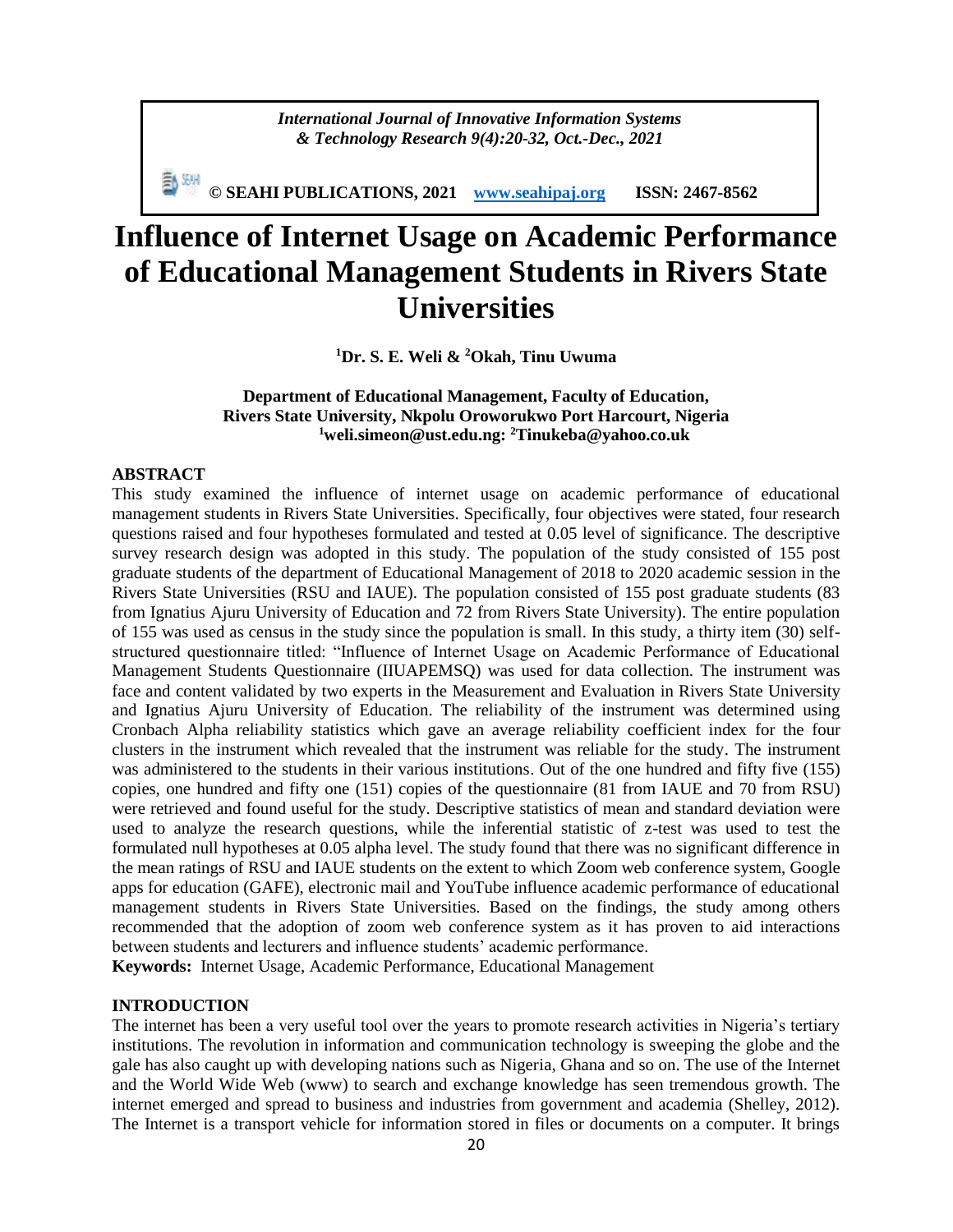# Influence of Internet Usage on Academic Performance of Educational Management Students in Rivers State Universities

**[1]Dr. S. E. Weli & [2]Okah, Tinu Uwuma**

**Department of Educational Management, Faculty of Education, Rivers State University, Nkpolu Oroworukwo Port Harcourt, Nigeria**
**[1]weli.simeon@ust.edu.ng: [2]Tinukeba@yahoo.co.uk**

## ABSTRACT

This study examined the influence of internet usage on academic performance of educational management students in Rivers State Universities. Specifically, four objectives were stated, four research questions raised and four hypotheses formulated and tested at 0.05 level of significance. The descriptive survey research design was adopted in this study. The population of the study consisted of 155 post graduate students of the department of Educational Management of 2018 to 2020 academic session in the Rivers State Universities (RSU and IAUE). The population consisted of 155 post graduate students (83 from Ignatius Ajuru University of Education and 72 from Rivers State University). The entire population of 155 was used as census in the study since the population is small. In this study, a thirty item (30) self-structured questionnaire titled: "Influence of Internet Usage on Academic Performance of Educational Management Students Questionnaire (IIUAPEMSQ) was used for data collection. The instrument was face and content validated by two experts in the Measurement and Evaluation in Rivers State University and Ignatius Ajuru University of Education. The reliability of the instrument was determined using Cronbach Alpha reliability statistics which gave an average reliability coefficient index for the four clusters in the instrument which revealed that the instrument was reliable for the study. The instrument was administered to the students in their various institutions. Out of the one hundred and fifty five (155) copies, one hundred and fifty one (151) copies of the questionnaire (81 from IAUE and 70 from RSU) were retrieved and found useful for the study. Descriptive statistics of mean and standard deviation were used to analyze the research questions, while the inferential statistic of z-test was used to test the formulated null hypotheses at 0.05 alpha level. The study found that there was no significant difference in the mean ratings of RSU and IAUE students on the extent to which Zoom web conference system, Google apps for education (GAFE), electronic mail and YouTube influence academic performance of educational management students in Rivers State Universities. Based on the findings, the study among others recommended that the adoption of zoom web conference system as it has proven to aid interactions between students and lecturers and influence students' academic performance.

**Keywords:** Internet Usage, Academic Performance, Educational Management

## INTRODUCTION

The internet has been a very useful tool over the years to promote research activities in Nigeria's tertiary institutions. The revolution in information and communication technology is sweeping the globe and the gale has also caught up with developing nations such as Nigeria, Ghana and so on. The use of the Internet and the World Wide Web (www) to search and exchange knowledge has seen tremendous growth. The internet emerged and spread to business and industries from government and academia (Shelley, 2012). The Internet is a transport vehicle for information stored in files or documents on a computer. It brings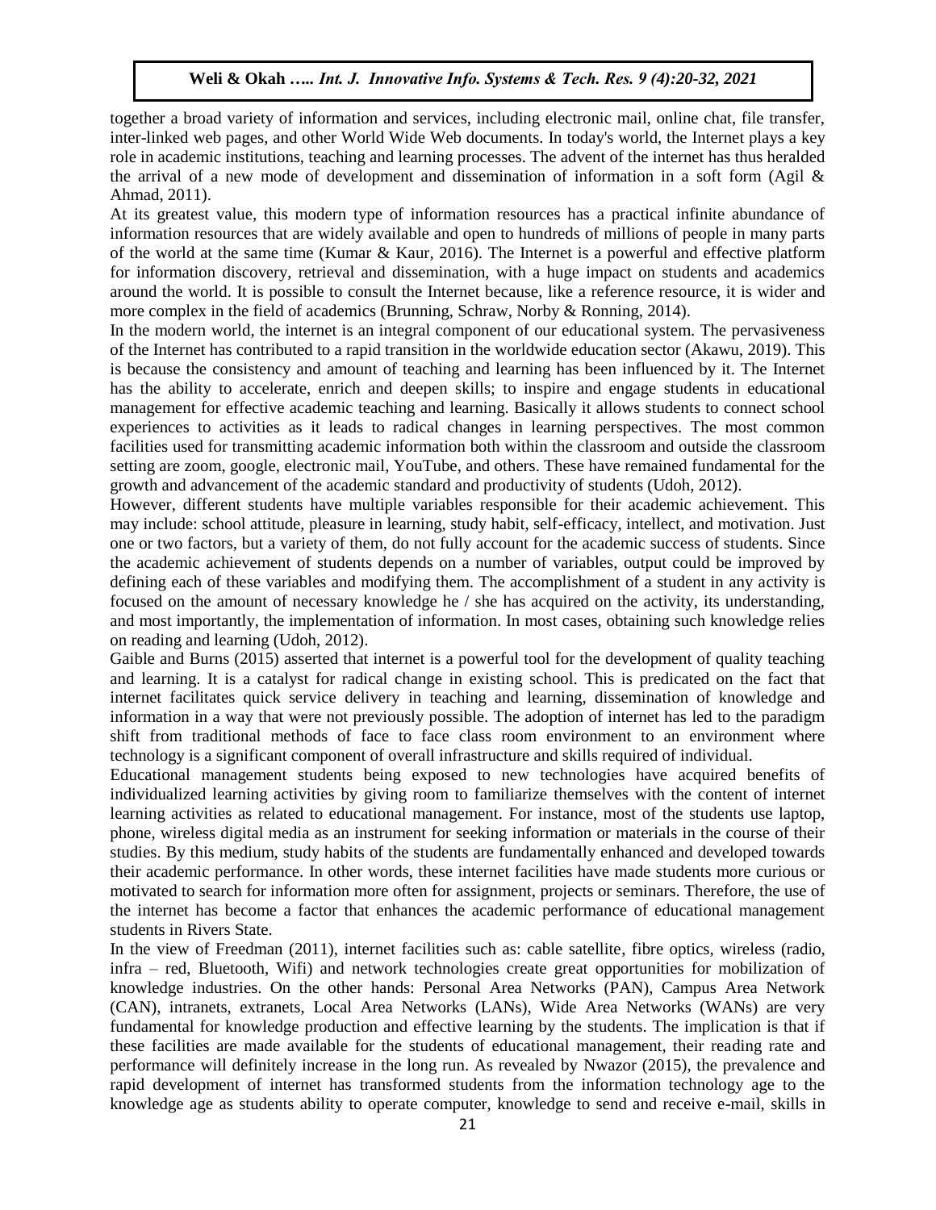together a broad variety of information and services, including electronic mail, online chat, file transfer, inter-linked web pages, and other World Wide Web documents. In today's world, the Internet plays a key role in academic institutions, teaching and learning processes. The advent of the internet has thus heralded the arrival of a new mode of development and dissemination of information in a soft form (Agil & Ahmad, 2011).

At its greatest value, this modern type of information resources has a practical infinite abundance of information resources that are widely available and open to hundreds of millions of people in many parts of the world at the same time (Kumar & Kaur, 2016). The Internet is a powerful and effective platform for information discovery, retrieval and dissemination, with a huge impact on students and academics around the world. It is possible to consult the Internet because, like a reference resource, it is wider and more complex in the field of academics (Brunning, Schraw, Norby & Ronning, 2014).

In the modern world, the internet is an integral component of our educational system. The pervasiveness of the Internet has contributed to a rapid transition in the worldwide education sector (Akawu, 2019). This is because the consistency and amount of teaching and learning has been influenced by it. The Internet has the ability to accelerate, enrich and deepen skills; to inspire and engage students in educational management for effective academic teaching and learning. Basically it allows students to connect school experiences to activities as it leads to radical changes in learning perspectives. The most common facilities used for transmitting academic information both within the classroom and outside the classroom setting are zoom, google, electronic mail, YouTube, and others. These have remained fundamental for the growth and advancement of the academic standard and productivity of students (Udoh, 2012).

However, different students have multiple variables responsible for their academic achievement. This may include: school attitude, pleasure in learning, study habit, self-efficacy, intellect, and motivation. Just one or two factors, but a variety of them, do not fully account for the academic success of students. Since the academic achievement of students depends on a number of variables, output could be improved by defining each of these variables and modifying them. The accomplishment of a student in any activity is focused on the amount of necessary knowledge he / she has acquired on the activity, its understanding, and most importantly, the implementation of information. In most cases, obtaining such knowledge relies on reading and learning (Udoh, 2012).

Gaible and Burns (2015) asserted that internet is a powerful tool for the development of quality teaching and learning. It is a catalyst for radical change in existing school. This is predicated on the fact that internet facilitates quick service delivery in teaching and learning, dissemination of knowledge and information in a way that were not previously possible. The adoption of internet has led to the paradigm shift from traditional methods of face to face class room environment to an environment where technology is a significant component of overall infrastructure and skills required of individual.

Educational management students being exposed to new technologies have acquired benefits of individualized learning activities by giving room to familiarize themselves with the content of internet learning activities as related to educational management. For instance, most of the students use laptop, phone, wireless digital media as an instrument for seeking information or materials in the course of their studies. By this medium, study habits of the students are fundamentally enhanced and developed towards their academic performance. In other words, these internet facilities have made students more curious or motivated to search for information more often for assignment, projects or seminars. Therefore, the use of the internet has become a factor that enhances the academic performance of educational management students in Rivers State.

In the view of Freedman (2011), internet facilities such as: cable satellite, fibre optics, wireless (radio, infra – red, Bluetooth, Wifi) and network technologies create great opportunities for mobilization of knowledge industries. On the other hands: Personal Area Networks (PAN), Campus Area Network (CAN), intranets, extranets, Local Area Networks (LANs), Wide Area Networks (WANs) are very fundamental for knowledge production and effective learning by the students. The implication is that if these facilities are made available for the students of educational management, their reading rate and performance will definitely increase in the long run. As revealed by Nwazor (2015), the prevalence and rapid development of internet has transformed students from the information technology age to the knowledge age as students ability to operate computer, knowledge to send and receive e-mail, skills in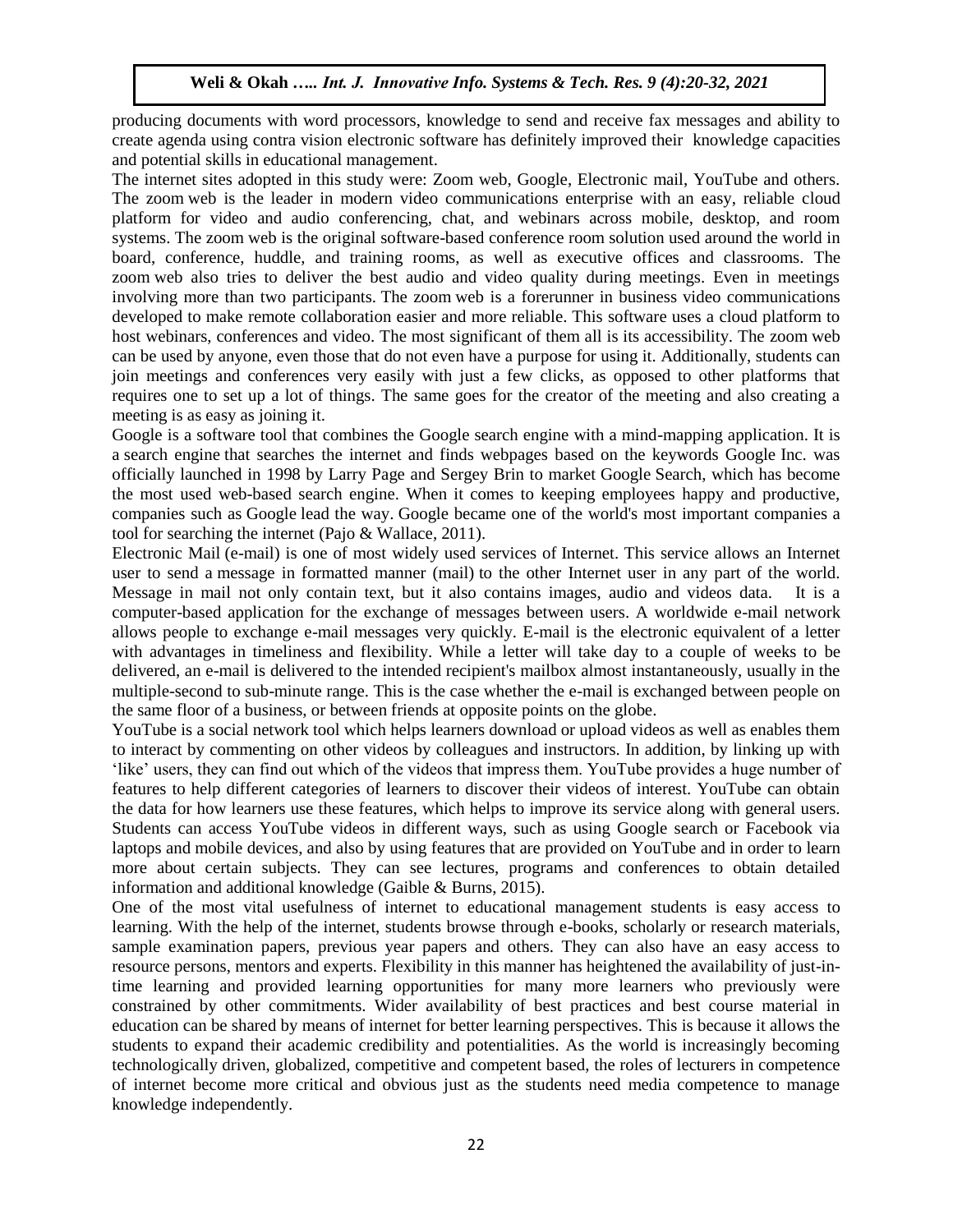producing documents with word processors, knowledge to send and receive fax messages and ability to create agenda using contra vision electronic software has definitely improved their knowledge capacities and potential skills in educational management.

The internet sites adopted in this study were: Zoom web, Google, Electronic mail, YouTube and others. The zoom web is the leader in modern video communications enterprise with an easy, reliable cloud platform for video and audio conferencing, chat, and webinars across mobile, desktop, and room systems. The zoom web is the original software-based conference room solution used around the world in board, conference, huddle, and training rooms, as well as executive offices and classrooms. The zoom web also tries to deliver the best audio and video quality during meetings. Even in meetings involving more than two participants. The zoom web is a forerunner in business video communications developed to make remote collaboration easier and more reliable. This software uses a cloud platform to host webinars, conferences and video. The most significant of them all is its accessibility. The zoom web can be used by anyone, even those that do not even have a purpose for using it. Additionally, students can join meetings and conferences very easily with just a few clicks, as opposed to other platforms that requires one to set up a lot of things. The same goes for the creator of the meeting and also creating a meeting is as easy as joining it.

Google is a software tool that combines the Google search engine with a mind-mapping application. It is a search engine that searches the internet and finds webpages based on the keywords Google Inc. was officially launched in 1998 by Larry Page and Sergey Brin to market Google Search, which has become the most used web-based search engine. When it comes to keeping employees happy and productive, companies such as Google lead the way. Google became one of the world's most important companies a tool for searching the internet (Pajo & Wallace, 2011).

Electronic Mail (e-mail) is one of most widely used services of Internet. This service allows an Internet user to send a message in formatted manner (mail) to the other Internet user in any part of the world. Message in mail not only contain text, but it also contains images, audio and videos data. It is a computer-based application for the exchange of messages between users. A worldwide e-mail network allows people to exchange e-mail messages very quickly. E-mail is the electronic equivalent of a letter with advantages in timeliness and flexibility. While a letter will take day to a couple of weeks to be delivered, an e-mail is delivered to the intended recipient's mailbox almost instantaneously, usually in the multiple-second to sub-minute range. This is the case whether the e-mail is exchanged between people on the same floor of a business, or between friends at opposite points on the globe.

YouTube is a social network tool which helps learners download or upload videos as well as enables them to interact by commenting on other videos by colleagues and instructors. In addition, by linking up with 'like' users, they can find out which of the videos that impress them. YouTube provides a huge number of features to help different categories of learners to discover their videos of interest. YouTube can obtain the data for how learners use these features, which helps to improve its service along with general users. Students can access YouTube videos in different ways, such as using Google search or Facebook via laptops and mobile devices, and also by using features that are provided on YouTube and in order to learn more about certain subjects. They can see lectures, programs and conferences to obtain detailed information and additional knowledge (Gaible & Burns, 2015).

One of the most vital usefulness of internet to educational management students is easy access to learning. With the help of the internet, students browse through e-books, scholarly or research materials, sample examination papers, previous year papers and others. They can also have an easy access to resource persons, mentors and experts. Flexibility in this manner has heightened the availability of just-in-time learning and provided learning opportunities for many more learners who previously were constrained by other commitments. Wider availability of best practices and best course material in education can be shared by means of internet for better learning perspectives. This is because it allows the students to expand their academic credibility and potentialities. As the world is increasingly becoming technologically driven, globalized, competitive and competent based, the roles of lecturers in competence of internet become more critical and obvious just as the students need media competence to manage knowledge independently.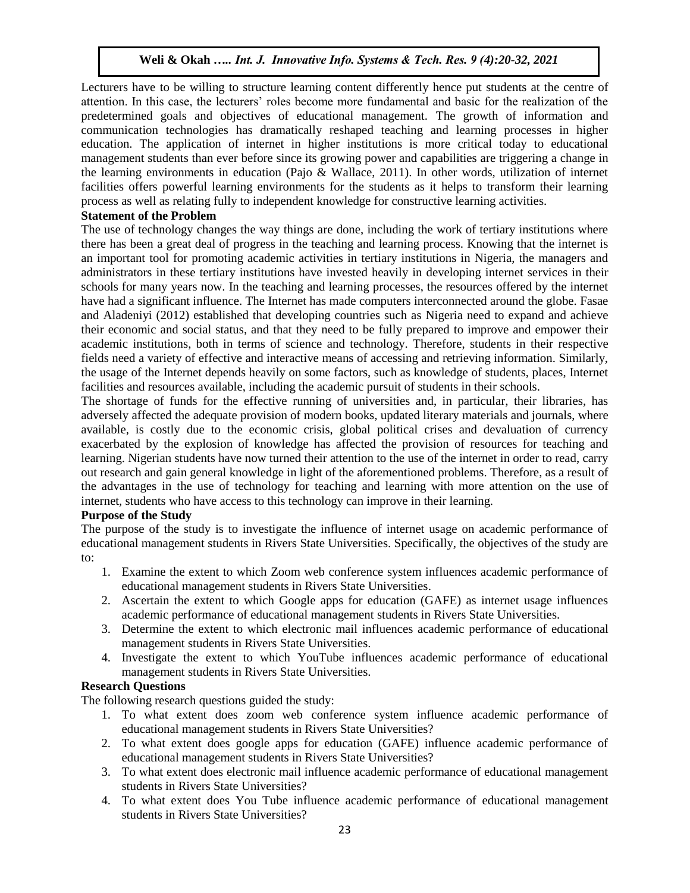Lecturers have to be willing to structure learning content differently hence put students at the centre of attention. In this case, the lecturers' roles become more fundamental and basic for the realization of the predetermined goals and objectives of educational management. The growth of information and communication technologies has dramatically reshaped teaching and learning processes in higher education. The application of internet in higher institutions is more critical today to educational management students than ever before since its growing power and capabilities are triggering a change in the learning environments in education (Pajo & Wallace, 2011). In other words, utilization of internet facilities offers powerful learning environments for the students as it helps to transform their learning process as well as relating fully to independent knowledge for constructive learning activities.

### Statement of the Problem

The use of technology changes the way things are done, including the work of tertiary institutions where there has been a great deal of progress in the teaching and learning process. Knowing that the internet is an important tool for promoting academic activities in tertiary institutions in Nigeria, the managers and administrators in these tertiary institutions have invested heavily in developing internet services in their schools for many years now. In the teaching and learning processes, the resources offered by the internet have had a significant influence. The Internet has made computers interconnected around the globe. Fasae and Aladeniyi (2012) established that developing countries such as Nigeria need to expand and achieve their economic and social status, and that they need to be fully prepared to improve and empower their academic institutions, both in terms of science and technology. Therefore, students in their respective fields need a variety of effective and interactive means of accessing and retrieving information. Similarly, the usage of the Internet depends heavily on some factors, such as knowledge of students, places, Internet facilities and resources available, including the academic pursuit of students in their schools.

The shortage of funds for the effective running of universities and, in particular, their libraries, has adversely affected the adequate provision of modern books, updated literary materials and journals, where available, is costly due to the economic crisis, global political crises and devaluation of currency exacerbated by the explosion of knowledge has affected the provision of resources for teaching and learning. Nigerian students have now turned their attention to the use of the internet in order to read, carry out research and gain general knowledge in light of the aforementioned problems. Therefore, as a result of the advantages in the use of technology for teaching and learning with more attention on the use of internet, students who have access to this technology can improve in their learning.

### Purpose of the Study

The purpose of the study is to investigate the influence of internet usage on academic performance of educational management students in Rivers State Universities. Specifically, the objectives of the study are to:

1. Examine the extent to which Zoom web conference system influences academic performance of educational management students in Rivers State Universities.
2. Ascertain the extent to which Google apps for education (GAFE) as internet usage influences academic performance of educational management students in Rivers State Universities.
3. Determine the extent to which electronic mail influences academic performance of educational management students in Rivers State Universities.
4. Investigate the extent to which YouTube influences academic performance of educational management students in Rivers State Universities.

### Research Questions

The following research questions guided the study:

1. To what extent does zoom web conference system influence academic performance of educational management students in Rivers State Universities?
2. To what extent does google apps for education (GAFE) influence academic performance of educational management students in Rivers State Universities?
3. To what extent does electronic mail influence academic performance of educational management students in Rivers State Universities?
4. To what extent does You Tube influence academic performance of educational management students in Rivers State Universities?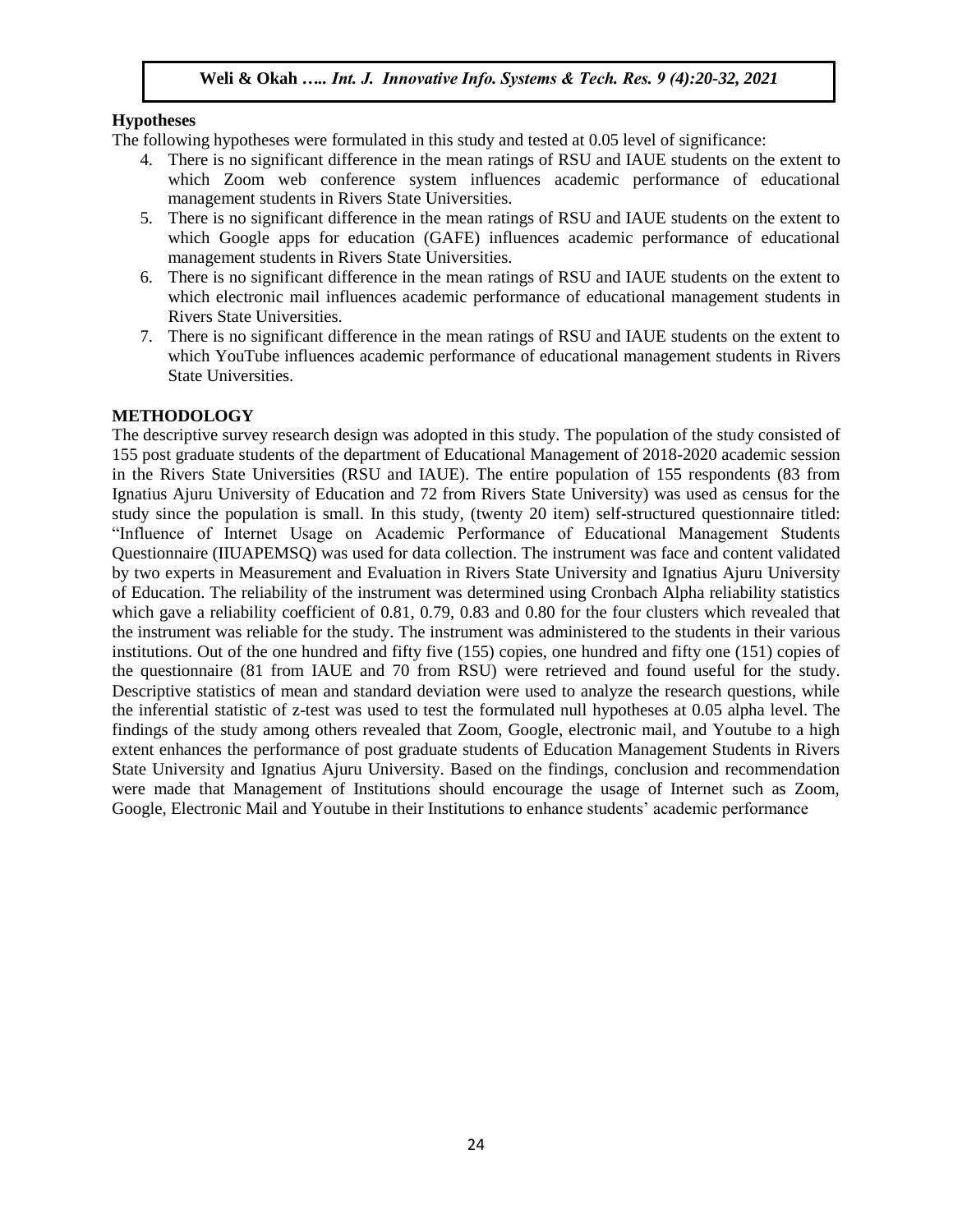### Hypotheses

The following hypotheses were formulated in this study and tested at 0.05 level of significance:

4. There is no significant difference in the mean ratings of RSU and IAUE students on the extent to which Zoom web conference system influences academic performance of educational management students in Rivers State Universities.
5. There is no significant difference in the mean ratings of RSU and IAUE students on the extent to which Google apps for education (GAFE) influences academic performance of educational management students in Rivers State Universities.
6. There is no significant difference in the mean ratings of RSU and IAUE students on the extent to which electronic mail influences academic performance of educational management students in Rivers State Universities.
7. There is no significant difference in the mean ratings of RSU and IAUE students on the extent to which YouTube influences academic performance of educational management students in Rivers State Universities.

## METHODOLOGY

The descriptive survey research design was adopted in this study. The population of the study consisted of 155 post graduate students of the department of Educational Management of 2018-2020 academic session in the Rivers State Universities (RSU and IAUE). The entire population of 155 respondents (83 from Ignatius Ajuru University of Education and 72 from Rivers State University) was used as census for the study since the population is small. In this study, (twenty 20 item) self-structured questionnaire titled: "Influence of Internet Usage on Academic Performance of Educational Management Students Questionnaire (IIUAPEMSQ) was used for data collection. The instrument was face and content validated by two experts in Measurement and Evaluation in Rivers State University and Ignatius Ajuru University of Education. The reliability of the instrument was determined using Cronbach Alpha reliability statistics which gave a reliability coefficient of 0.81, 0.79, 0.83 and 0.80 for the four clusters which revealed that the instrument was reliable for the study. The instrument was administered to the students in their various institutions. Out of the one hundred and fifty five (155) copies, one hundred and fifty one (151) copies of the questionnaire (81 from IAUE and 70 from RSU) were retrieved and found useful for the study. Descriptive statistics of mean and standard deviation were used to analyze the research questions, while the inferential statistic of z-test was used to test the formulated null hypotheses at 0.05 alpha level. The findings of the study among others revealed that Zoom, Google, electronic mail, and Youtube to a high extent enhances the performance of post graduate students of Education Management Students in Rivers State University and Ignatius Ajuru University. Based on the findings, conclusion and recommendation were made that Management of Institutions should encourage the usage of Internet such as Zoom, Google, Electronic Mail and Youtube in their Institutions to enhance students' academic performance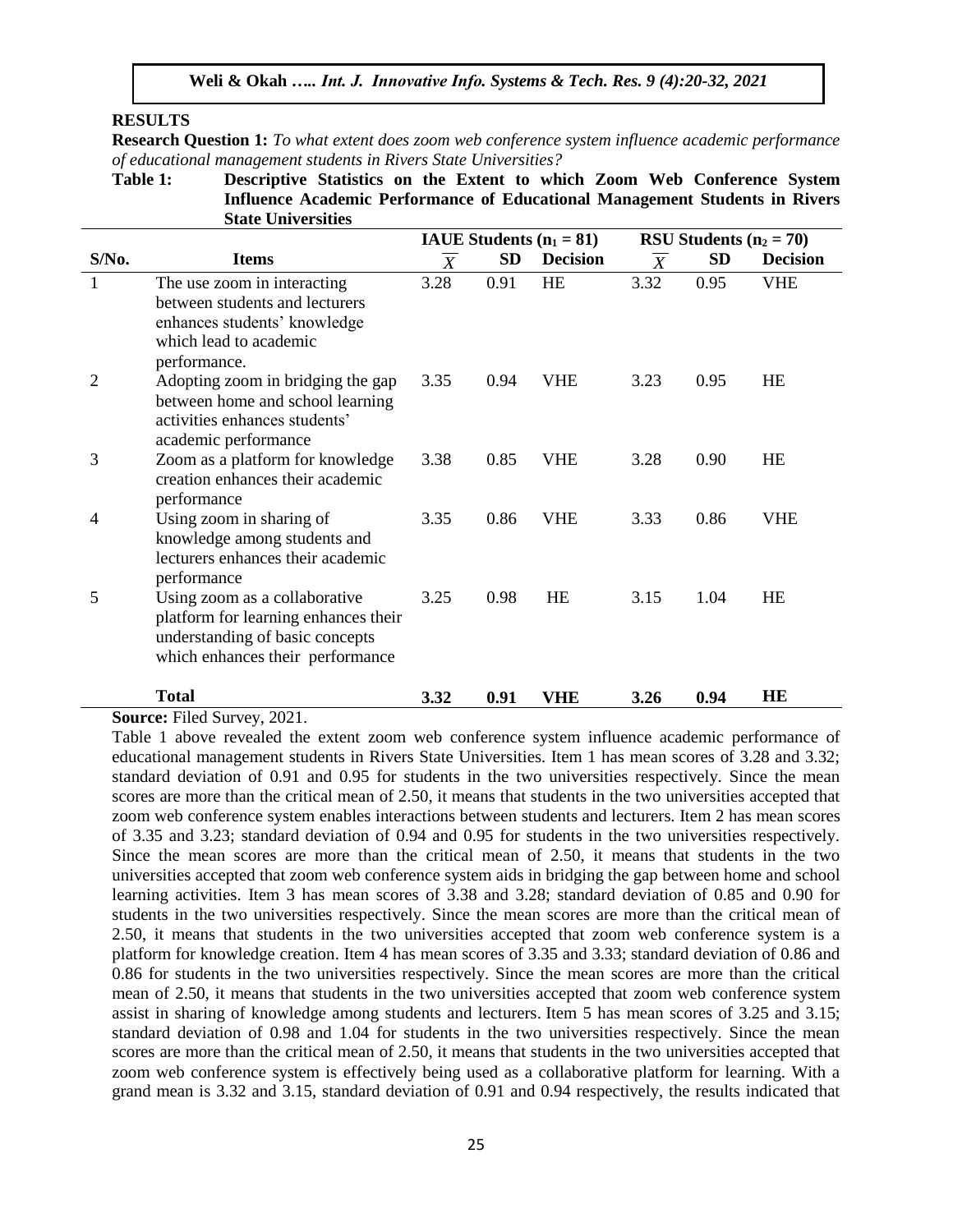## RESULTS

**Research Question 1:** *To what extent does zoom web conference system influence academic performance of educational management students in Rivers State Universities?*

**Table 1: Descriptive Statistics on the Extent to which Zoom Web Conference System Influence Academic Performance of Educational Management Students in Rivers State Universities**

| | | IAUE Students ($n_1 = 81$) | | | RSU Students ($n_2 = 70$) | | |
|---|---|---|---|---|---|---|---|
| **S/No.** | **Items** | $\overline{X}$ | **SD** | **Decision** | $\overline{X}$ | **SD** | **Decision** |
| 1 | The use zoom in interacting between students and lecturers enhances students' knowledge which lead to academic performance. | 3.28 | 0.91 | HE | 3.32 | 0.95 | VHE |
| 2 | Adopting zoom in bridging the gap between home and school learning activities enhances students' academic performance | 3.35 | 0.94 | VHE | 3.23 | 0.95 | HE |
| 3 | Zoom as a platform for knowledge creation enhances their academic performance | 3.38 | 0.85 | VHE | 3.28 | 0.90 | HE |
| 4 | Using zoom in sharing of knowledge among students and lecturers enhances their academic performance | 3.35 | 0.86 | VHE | 3.33 | 0.86 | VHE |
| 5 | Using zoom as a collaborative platform for learning enhances their understanding of basic concepts which enhances their performance | 3.25 | 0.98 | HE | 3.15 | 1.04 | HE |
| | **Total** | **3.32** | **0.91** | **VHE** | **3.26** | **0.94** | **HE** |

**Source:** Filed Survey, 2021.

Table 1 above revealed the extent zoom web conference system influence academic performance of educational management students in Rivers State Universities. Item 1 has mean scores of 3.28 and 3.32; standard deviation of 0.91 and 0.95 for students in the two universities respectively. Since the mean scores are more than the critical mean of 2.50, it means that students in the two universities accepted that zoom web conference system enables interactions between students and lecturers. Item 2 has mean scores of 3.35 and 3.23; standard deviation of 0.94 and 0.95 for students in the two universities respectively. Since the mean scores are more than the critical mean of 2.50, it means that students in the two universities accepted that zoom web conference system aids in bridging the gap between home and school learning activities. Item 3 has mean scores of 3.38 and 3.28; standard deviation of 0.85 and 0.90 for students in the two universities respectively. Since the mean scores are more than the critical mean of 2.50, it means that students in the two universities accepted that zoom web conference system is a platform for knowledge creation. Item 4 has mean scores of 3.35 and 3.33; standard deviation of 0.86 and 0.86 for students in the two universities respectively. Since the mean scores are more than the critical mean of 2.50, it means that students in the two universities accepted that zoom web conference system assist in sharing of knowledge among students and lecturers. Item 5 has mean scores of 3.25 and 3.15; standard deviation of 0.98 and 1.04 for students in the two universities respectively. Since the mean scores are more than the critical mean of 2.50, it means that students in the two universities accepted that zoom web conference system is effectively being used as a collaborative platform for learning. With a grand mean is 3.32 and 3.15, standard deviation of 0.91 and 0.94 respectively, the results indicated that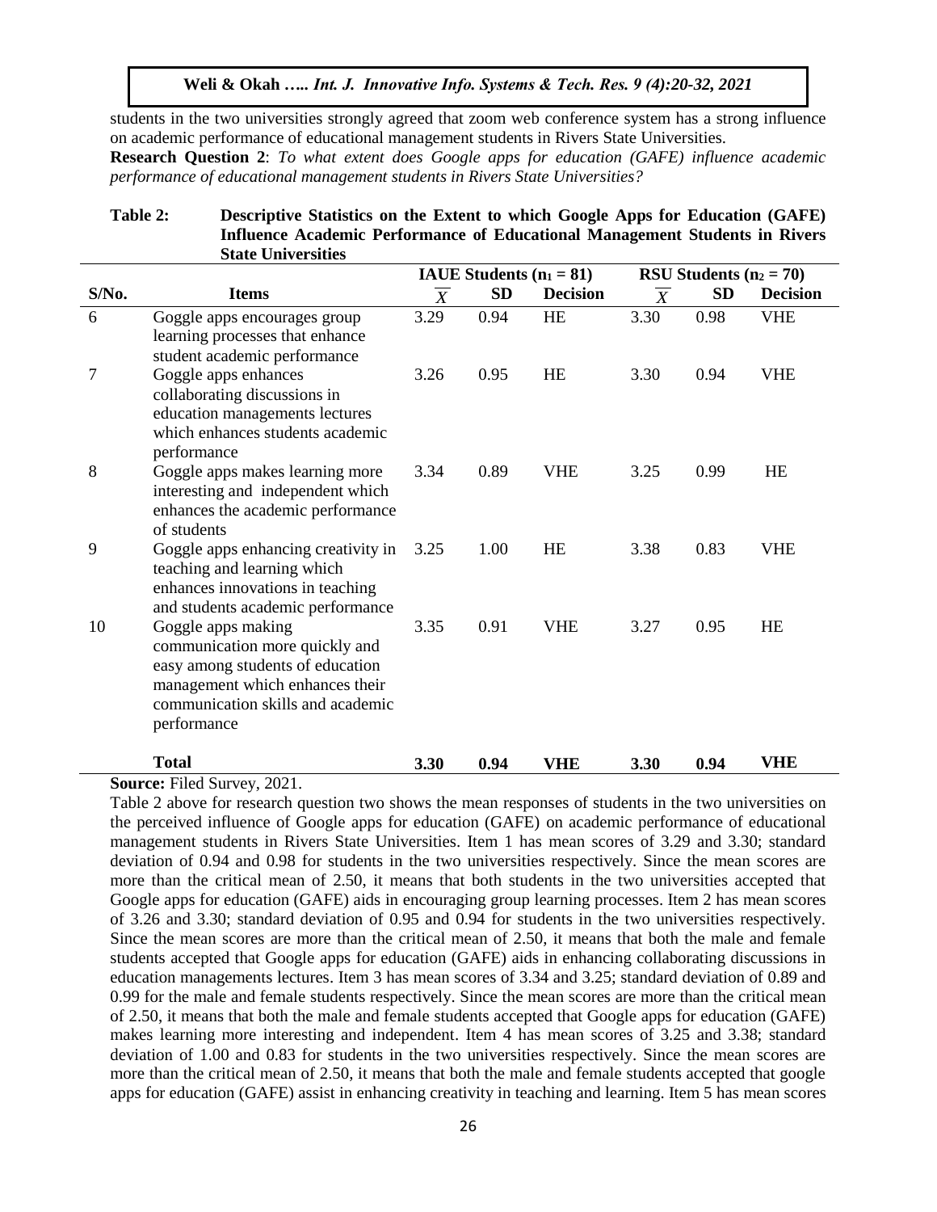students in the two universities strongly agreed that zoom web conference system has a strong influence on academic performance of educational management students in Rivers State Universities.

**Research Question 2**: *To what extent does Google apps for education (GAFE) influence academic performance of educational management students in Rivers State Universities?*

**Table 2: Descriptive Statistics on the Extent to which Google Apps for Education (GAFE) Influence Academic Performance of Educational Management Students in Rivers State Universities**

| | | IAUE Students ($n_1 = 81$) | | | RSU Students ($n_2 = 70$) | | |
|---|---|---|---|---|---|---|---|
| **S/No.** | **Items** | $\overline{X}$ | **SD** | **Decision** | $\overline{X}$ | **SD** | **Decision** |
| 6 | Goggle apps encourages group learning processes that enhance student academic performance | 3.29 | 0.94 | HE | 3.30 | 0.98 | VHE |
| 7 | Goggle apps enhances collaborating discussions in education managements lectures which enhances students academic performance | 3.26 | 0.95 | HE | 3.30 | 0.94 | VHE |
| 8 | Goggle apps makes learning more interesting and independent which enhances the academic performance of students | 3.34 | 0.89 | VHE | 3.25 | 0.99 | HE |
| 9 | Goggle apps enhancing creativity in teaching and learning which enhances innovations in teaching and students academic performance | 3.25 | 1.00 | HE | 3.38 | 0.83 | VHE |
| 10 | Goggle apps making communication more quickly and easy among students of education management which enhances their communication skills and academic performance | 3.35 | 0.91 | VHE | 3.27 | 0.95 | HE |
| | **Total** | **3.30** | **0.94** | **VHE** | **3.30** | **0.94** | **VHE** |

**Source:** Filed Survey, 2021.

Table 2 above for research question two shows the mean responses of students in the two universities on the perceived influence of Google apps for education (GAFE) on academic performance of educational management students in Rivers State Universities. Item 1 has mean scores of 3.29 and 3.30; standard deviation of 0.94 and 0.98 for students in the two universities respectively. Since the mean scores are more than the critical mean of 2.50, it means that both students in the two universities accepted that Google apps for education (GAFE) aids in encouraging group learning processes. Item 2 has mean scores of 3.26 and 3.30; standard deviation of 0.95 and 0.94 for students in the two universities respectively. Since the mean scores are more than the critical mean of 2.50, it means that both the male and female students accepted that Google apps for education (GAFE) aids in enhancing collaborating discussions in education managements lectures. Item 3 has mean scores of 3.34 and 3.25; standard deviation of 0.89 and 0.99 for the male and female students respectively. Since the mean scores are more than the critical mean of 2.50, it means that both the male and female students accepted that Google apps for education (GAFE) makes learning more interesting and independent. Item 4 has mean scores of 3.25 and 3.38; standard deviation of 1.00 and 0.83 for students in the two universities respectively. Since the mean scores are more than the critical mean of 2.50, it means that both the male and female students accepted that google apps for education (GAFE) assist in enhancing creativity in teaching and learning. Item 5 has mean scores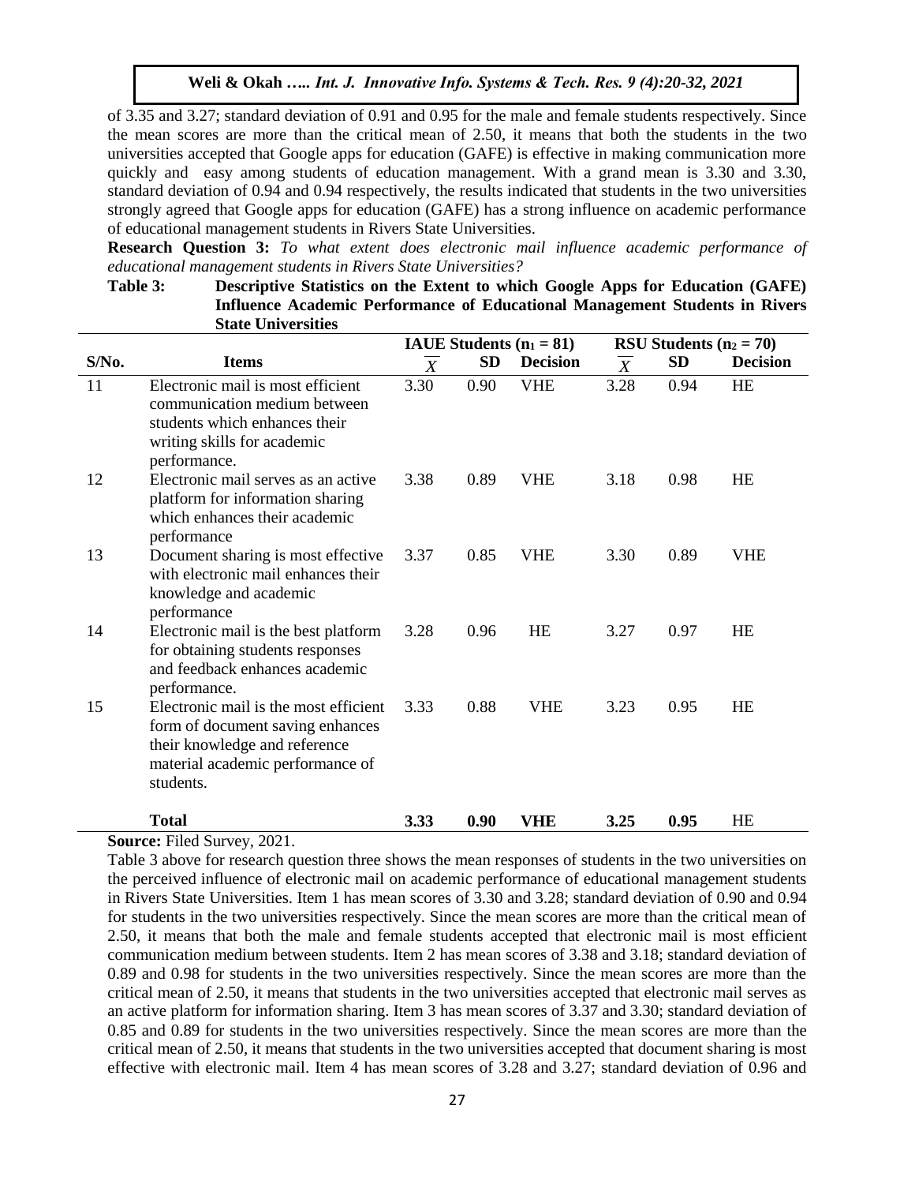of 3.35 and 3.27; standard deviation of 0.91 and 0.95 for the male and female students respectively. Since the mean scores are more than the critical mean of 2.50, it means that both the students in the two universities accepted that Google apps for education (GAFE) is effective in making communication more quickly and easy among students of education management. With a grand mean is 3.30 and 3.30, standard deviation of 0.94 and 0.94 respectively, the results indicated that students in the two universities strongly agreed that Google apps for education (GAFE) has a strong influence on academic performance of educational management students in Rivers State Universities.

**Research Question 3:** *To what extent does electronic mail influence academic performance of educational management students in Rivers State Universities?*

**Table 3: Descriptive Statistics on the Extent to which Google Apps for Education (GAFE) Influence Academic Performance of Educational Management Students in Rivers State Universities**

| | | IAUE Students ($n_1 = 81$) | | | RSU Students ($n_2 = 70$) | | |
|---|---|---|---|---|---|---|---|
| S/No. | Items | $\overline{X}$ | SD | Decision | $\overline{X}$ | SD | Decision |
| 11 | Electronic mail is most efficient communication medium between students which enhances their writing skills for academic performance. | 3.30 | 0.90 | VHE | 3.28 | 0.94 | HE |
| 12 | Electronic mail serves as an active platform for information sharing which enhances their academic performance | 3.38 | 0.89 | VHE | 3.18 | 0.98 | HE |
| 13 | Document sharing is most effective with electronic mail enhances their knowledge and academic performance | 3.37 | 0.85 | VHE | 3.30 | 0.89 | VHE |
| 14 | Electronic mail is the best platform for obtaining students responses and feedback enhances academic performance. | 3.28 | 0.96 | HE | 3.27 | 0.97 | HE |
| 15 | Electronic mail is the most efficient form of document saving enhances their knowledge and reference material academic performance of students. | 3.33 | 0.88 | VHE | 3.23 | 0.95 | HE |
| | **Total** | **3.33** | **0.90** | **VHE** | **3.25** | **0.95** | HE |

**Source:** Filed Survey, 2021.

Table 3 above for research question three shows the mean responses of students in the two universities on the perceived influence of electronic mail on academic performance of educational management students in Rivers State Universities. Item 1 has mean scores of 3.30 and 3.28; standard deviation of 0.90 and 0.94 for students in the two universities respectively. Since the mean scores are more than the critical mean of 2.50, it means that both the male and female students accepted that electronic mail is most efficient communication medium between students. Item 2 has mean scores of 3.38 and 3.18; standard deviation of 0.89 and 0.98 for students in the two universities respectively. Since the mean scores are more than the critical mean of 2.50, it means that students in the two universities accepted that electronic mail serves as an active platform for information sharing. Item 3 has mean scores of 3.37 and 3.30; standard deviation of 0.85 and 0.89 for students in the two universities respectively. Since the mean scores are more than the critical mean of 2.50, it means that students in the two universities accepted that document sharing is most effective with electronic mail. Item 4 has mean scores of 3.28 and 3.27; standard deviation of 0.96 and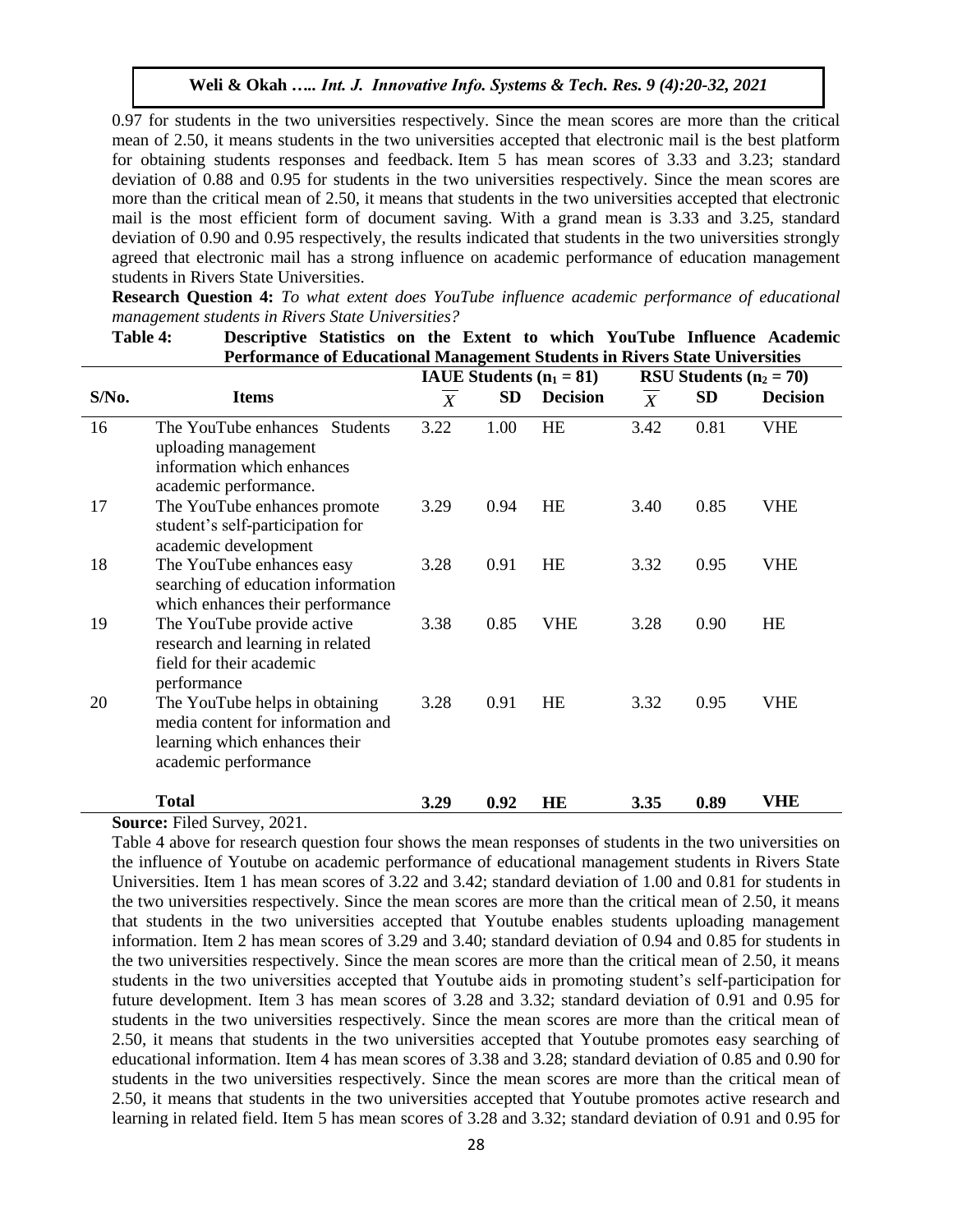0.97 for students in the two universities respectively. Since the mean scores are more than the critical mean of 2.50, it means students in the two universities accepted that electronic mail is the best platform for obtaining students responses and feedback. Item 5 has mean scores of 3.33 and 3.23; standard deviation of 0.88 and 0.95 for students in the two universities respectively. Since the mean scores are more than the critical mean of 2.50, it means that students in the two universities accepted that electronic mail is the most efficient form of document saving. With a grand mean is 3.33 and 3.25, standard deviation of 0.90 and 0.95 respectively, the results indicated that students in the two universities strongly agreed that electronic mail has a strong influence on academic performance of education management students in Rivers State Universities.

**Research Question 4:** *To what extent does YouTube influence academic performance of educational management students in Rivers State Universities?*

**Table 4: Descriptive Statistics on the Extent to which YouTube Influence Academic Performance of Educational Management Students in Rivers State Universities**

| S/No. | Items | IAUE Students ($n_1 = 81$) | | | RSU Students ($n_2 = 70$) | | |
|---|---|---|---|---|---|---|---|
| | | $\overline{X}$ | SD | Decision | $\overline{X}$ | SD | Decision |
| 16 | The YouTube enhances Students uploading management information which enhances academic performance. | 3.22 | 1.00 | HE | 3.42 | 0.81 | VHE |
| 17 | The YouTube enhances promote student's self-participation for academic development | 3.29 | 0.94 | HE | 3.40 | 0.85 | VHE |
| 18 | The YouTube enhances easy searching of education information which enhances their performance | 3.28 | 0.91 | HE | 3.32 | 0.95 | VHE |
| 19 | The YouTube provide active research and learning in related field for their academic performance | 3.38 | 0.85 | VHE | 3.28 | 0.90 | HE |
| 20 | The YouTube helps in obtaining media content for information and learning which enhances their academic performance | 3.28 | 0.91 | HE | 3.32 | 0.95 | VHE |
| | **Total** | **3.29** | **0.92** | **HE** | **3.35** | **0.89** | **VHE** |

**Source:** Filed Survey, 2021.

Table 4 above for research question four shows the mean responses of students in the two universities on the influence of Youtube on academic performance of educational management students in Rivers State Universities. Item 1 has mean scores of 3.22 and 3.42; standard deviation of 1.00 and 0.81 for students in the two universities respectively. Since the mean scores are more than the critical mean of 2.50, it means that students in the two universities accepted that Youtube enables students uploading management information. Item 2 has mean scores of 3.29 and 3.40; standard deviation of 0.94 and 0.85 for students in the two universities respectively. Since the mean scores are more than the critical mean of 2.50, it means students in the two universities accepted that Youtube aids in promoting student's self-participation for future development. Item 3 has mean scores of 3.28 and 3.32; standard deviation of 0.91 and 0.95 for students in the two universities respectively. Since the mean scores are more than the critical mean of 2.50, it means that students in the two universities accepted that Youtube promotes easy searching of educational information. Item 4 has mean scores of 3.38 and 3.28; standard deviation of 0.85 and 0.90 for students in the two universities respectively. Since the mean scores are more than the critical mean of 2.50, it means that students in the two universities accepted that Youtube promotes active research and learning in related field. Item 5 has mean scores of 3.28 and 3.32; standard deviation of 0.91 and 0.95 for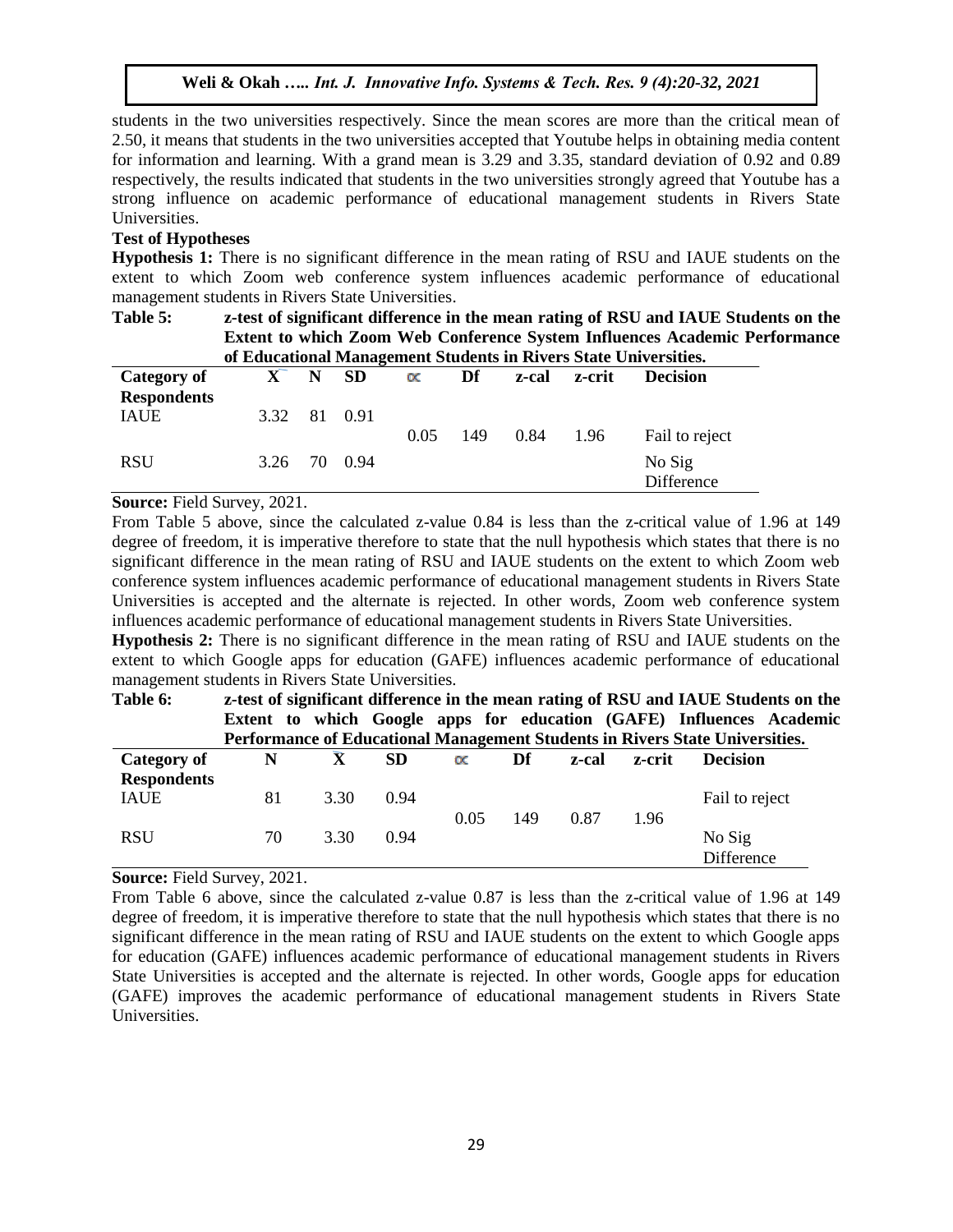students in the two universities respectively. Since the mean scores are more than the critical mean of 2.50, it means that students in the two universities accepted that Youtube helps in obtaining media content for information and learning. With a grand mean is 3.29 and 3.35, standard deviation of 0.92 and 0.89 respectively, the results indicated that students in the two universities strongly agreed that Youtube has a strong influence on academic performance of educational management students in Rivers State Universities.

**Test of Hypotheses**

**Hypothesis 1:** There is no significant difference in the mean rating of RSU and IAUE students on the extent to which Zoom web conference system influences academic performance of educational management students in Rivers State Universities.

**Table 5: z-test of significant difference in the mean rating of RSU and IAUE Students on the Extent to which Zoom Web Conference System Influences Academic Performance of Educational Management Students in Rivers State Universities.**

| Category of Respondents | $\bar{X}$ | N | SD | ∝ | Df | z-cal | z-crit | Decision |
|---|---|---|---|---|---|---|---|---|
| IAUE | 3.32 | 81 | 0.91 | 0.05 | 149 | 0.84 | 1.96 | Fail to reject |
| RSU | 3.26 | 70 | 0.94 | | | | | No Sig Difference |

**Source:** Field Survey, 2021.

From Table 5 above, since the calculated z-value 0.84 is less than the z-critical value of 1.96 at 149 degree of freedom, it is imperative therefore to state that the null hypothesis which states that there is no significant difference in the mean rating of RSU and IAUE students on the extent to which Zoom web conference system influences academic performance of educational management students in Rivers State Universities is accepted and the alternate is rejected. In other words, Zoom web conference system influences academic performance of educational management students in Rivers State Universities.

**Hypothesis 2:** There is no significant difference in the mean rating of RSU and IAUE students on the extent to which Google apps for education (GAFE) influences academic performance of educational management students in Rivers State Universities.

**Table 6: z-test of significant difference in the mean rating of RSU and IAUE Students on the Extent to which Google apps for education (GAFE) Influences Academic Performance of Educational Management Students in Rivers State Universities.**

| Category of Respondents | N | $\bar{X}$ | SD | ∝ | Df | z-cal | z-crit | Decision |
|---|---|---|---|---|---|---|---|---|
| IAUE | 81 | 3.30 | 0.94 | 0.05 | 149 | 0.87 | 1.96 | Fail to reject |
| RSU | 70 | 3.30 | 0.94 | | | | | No Sig Difference |

**Source:** Field Survey, 2021.

From Table 6 above, since the calculated z-value 0.87 is less than the z-critical value of 1.96 at 149 degree of freedom, it is imperative therefore to state that the null hypothesis which states that there is no significant difference in the mean rating of RSU and IAUE students on the extent to which Google apps for education (GAFE) influences academic performance of educational management students in Rivers State Universities is accepted and the alternate is rejected. In other words, Google apps for education (GAFE) improves the academic performance of educational management students in Rivers State Universities.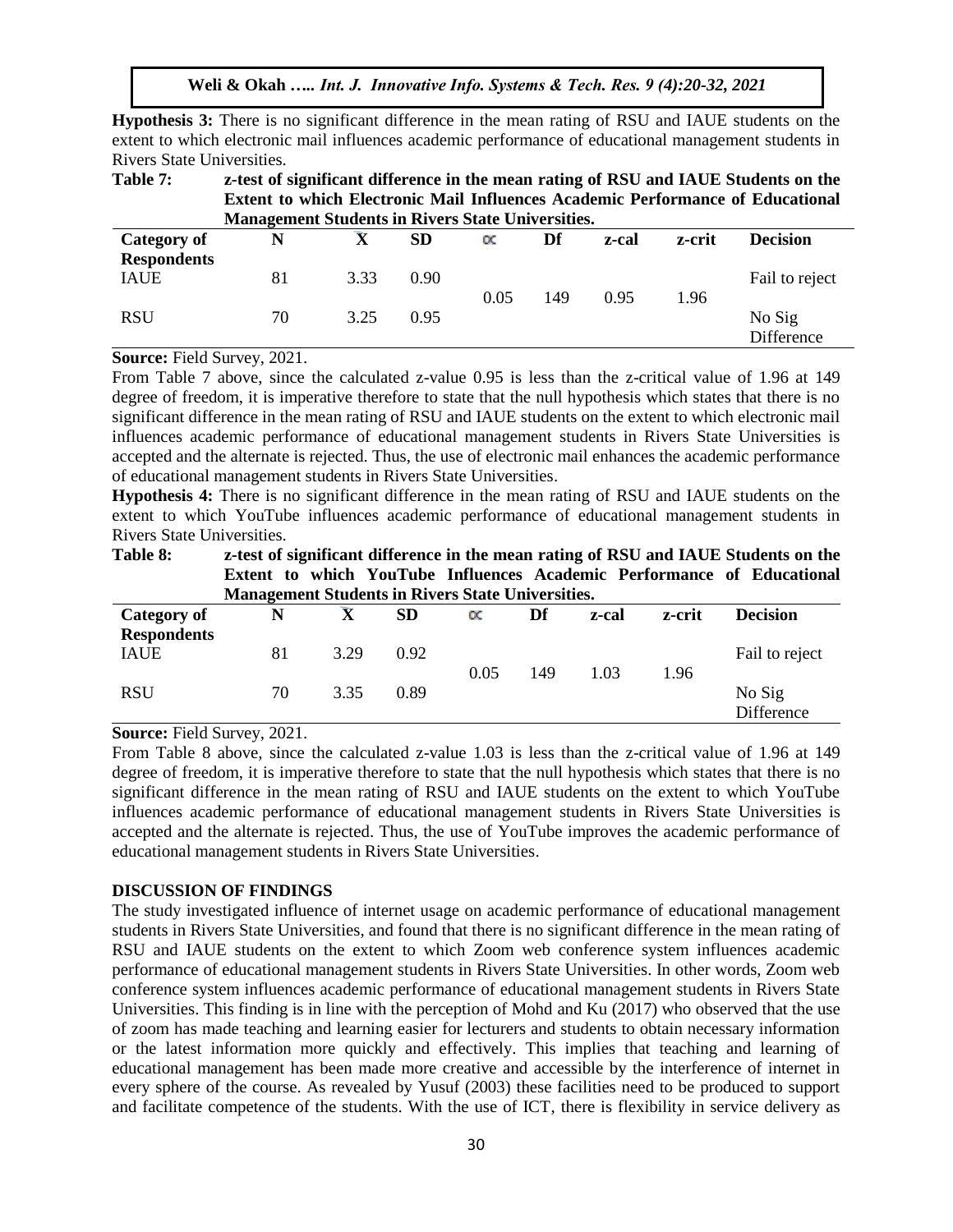**Hypothesis 3:** There is no significant difference in the mean rating of RSU and IAUE students on the extent to which electronic mail influences academic performance of educational management students in Rivers State Universities.

**Table 7: z-test of significant difference in the mean rating of RSU and IAUE Students on the Extent to which Electronic Mail Influences Academic Performance of Educational Management Students in Rivers State Universities.**

| Category of Respondents | N | $\bar{X}$ | SD | ∝ | Df | z-cal | z-crit | Decision |
|---|---|---|---|---|---|---|---|---|
| IAUE | 81 | 3.33 | 0.90 | 0.05 | 149 | 0.95 | 1.96 | Fail to reject |
| RSU | 70 | 3.25 | 0.95 | | | | | No Sig Difference |

**Source:** Field Survey, 2021.

From Table 7 above, since the calculated z-value 0.95 is less than the z-critical value of 1.96 at 149 degree of freedom, it is imperative therefore to state that the null hypothesis which states that there is no significant difference in the mean rating of RSU and IAUE students on the extent to which electronic mail influences academic performance of educational management students in Rivers State Universities is accepted and the alternate is rejected. Thus, the use of electronic mail enhances the academic performance of educational management students in Rivers State Universities.

**Hypothesis 4:** There is no significant difference in the mean rating of RSU and IAUE students on the extent to which YouTube influences academic performance of educational management students in Rivers State Universities.

**Table 8: z-test of significant difference in the mean rating of RSU and IAUE Students on the Extent to which YouTube Influences Academic Performance of Educational Management Students in Rivers State Universities.**

| Category of Respondents | N | $\bar{X}$ | SD | ∝ | Df | z-cal | z-crit | Decision |
|---|---|---|---|---|---|---|---|---|
| IAUE | 81 | 3.29 | 0.92 | 0.05 | 149 | 1.03 | 1.96 | Fail to reject |
| RSU | 70 | 3.35 | 0.89 | | | | | No Sig Difference |

**Source:** Field Survey, 2021.

From Table 8 above, since the calculated z-value 1.03 is less than the z-critical value of 1.96 at 149 degree of freedom, it is imperative therefore to state that the null hypothesis which states that there is no significant difference in the mean rating of RSU and IAUE students on the extent to which YouTube influences academic performance of educational management students in Rivers State Universities is accepted and the alternate is rejected. Thus, the use of YouTube improves the academic performance of educational management students in Rivers State Universities.

## DISCUSSION OF FINDINGS

The study investigated influence of internet usage on academic performance of educational management students in Rivers State Universities, and found that there is no significant difference in the mean rating of RSU and IAUE students on the extent to which Zoom web conference system influences academic performance of educational management students in Rivers State Universities. In other words, Zoom web conference system influences academic performance of educational management students in Rivers State Universities. This finding is in line with the perception of Mohd and Ku (2017) who observed that the use of zoom has made teaching and learning easier for lecturers and students to obtain necessary information or the latest information more quickly and effectively. This implies that teaching and learning of educational management has been made more creative and accessible by the interference of internet in every sphere of the course. As revealed by Yusuf (2003) these facilities need to be produced to support and facilitate competence of the students. With the use of ICT, there is flexibility in service delivery as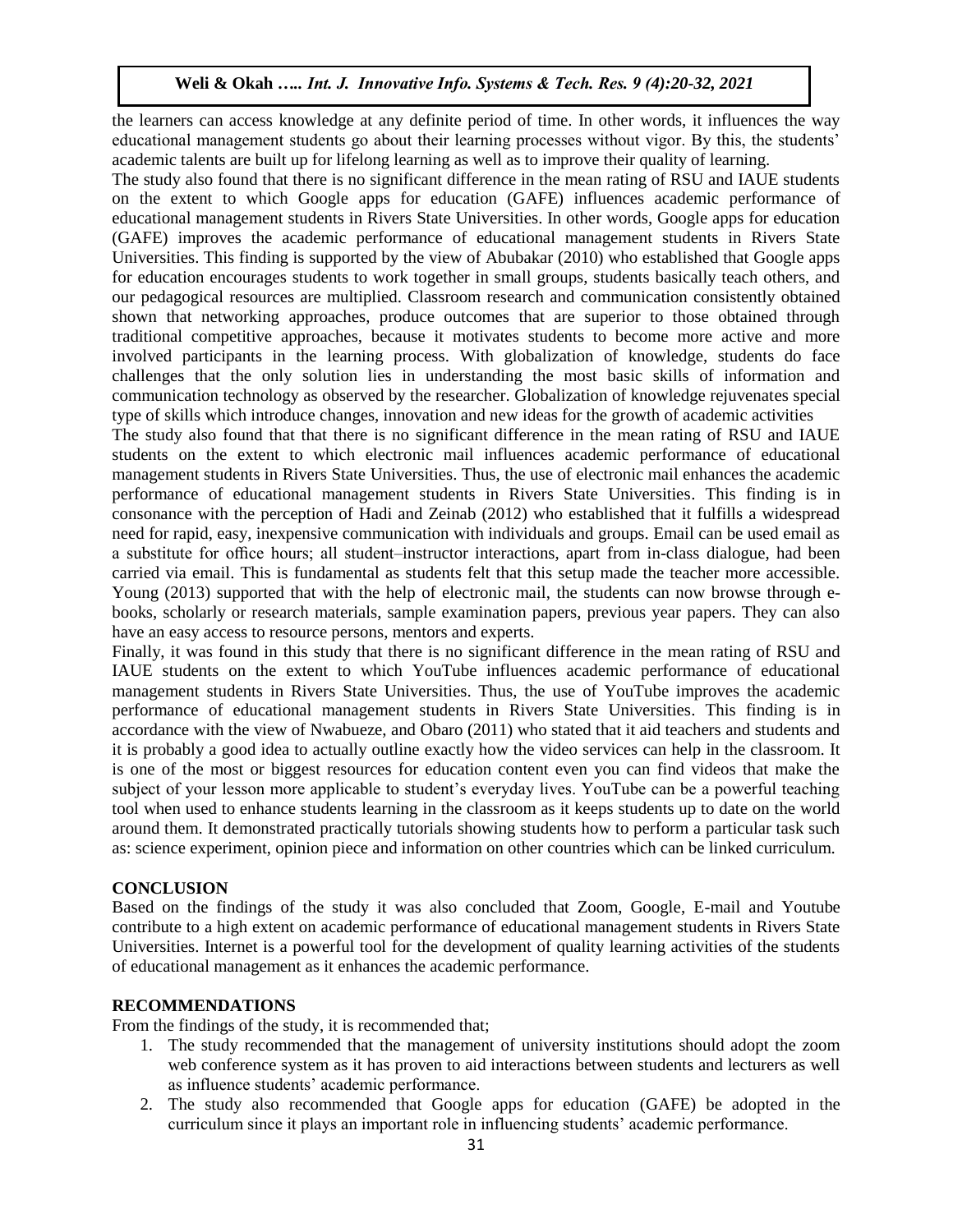the learners can access knowledge at any definite period of time. In other words, it influences the way educational management students go about their learning processes without vigor. By this, the students' academic talents are built up for lifelong learning as well as to improve their quality of learning.

The study also found that there is no significant difference in the mean rating of RSU and IAUE students on the extent to which Google apps for education (GAFE) influences academic performance of educational management students in Rivers State Universities. In other words, Google apps for education (GAFE) improves the academic performance of educational management students in Rivers State Universities. This finding is supported by the view of Abubakar (2010) who established that Google apps for education encourages students to work together in small groups, students basically teach others, and our pedagogical resources are multiplied. Classroom research and communication consistently obtained shown that networking approaches, produce outcomes that are superior to those obtained through traditional competitive approaches, because it motivates students to become more active and more involved participants in the learning process. With globalization of knowledge, students do face challenges that the only solution lies in understanding the most basic skills of information and communication technology as observed by the researcher. Globalization of knowledge rejuvenates special type of skills which introduce changes, innovation and new ideas for the growth of academic activities

The study also found that that there is no significant difference in the mean rating of RSU and IAUE students on the extent to which electronic mail influences academic performance of educational management students in Rivers State Universities. Thus, the use of electronic mail enhances the academic performance of educational management students in Rivers State Universities. This finding is in consonance with the perception of Hadi and Zeinab (2012) who established that it fulfills a widespread need for rapid, easy, inexpensive communication with individuals and groups. Email can be used email as a substitute for office hours; all student–instructor interactions, apart from in-class dialogue, had been carried via email. This is fundamental as students felt that this setup made the teacher more accessible. Young (2013) supported that with the help of electronic mail, the students can now browse through e-books, scholarly or research materials, sample examination papers, previous year papers. They can also have an easy access to resource persons, mentors and experts.

Finally, it was found in this study that there is no significant difference in the mean rating of RSU and IAUE students on the extent to which YouTube influences academic performance of educational management students in Rivers State Universities. Thus, the use of YouTube improves the academic performance of educational management students in Rivers State Universities. This finding is in accordance with the view of Nwabueze, and Obaro (2011) who stated that it aid teachers and students and it is probably a good idea to actually outline exactly how the video services can help in the classroom. It is one of the most or biggest resources for education content even you can find videos that make the subject of your lesson more applicable to student's everyday lives. YouTube can be a powerful teaching tool when used to enhance students learning in the classroom as it keeps students up to date on the world around them. It demonstrated practically tutorials showing students how to perform a particular task such as: science experiment, opinion piece and information on other countries which can be linked curriculum.

## CONCLUSION

Based on the findings of the study it was also concluded that Zoom, Google, E-mail and Youtube contribute to a high extent on academic performance of educational management students in Rivers State Universities. Internet is a powerful tool for the development of quality learning activities of the students of educational management as it enhances the academic performance.

## RECOMMENDATIONS

From the findings of the study, it is recommended that;

1. The study recommended that the management of university institutions should adopt the zoom web conference system as it has proven to aid interactions between students and lecturers as well as influence students' academic performance.
2. The study also recommended that Google apps for education (GAFE) be adopted in the curriculum since it plays an important role in influencing students' academic performance.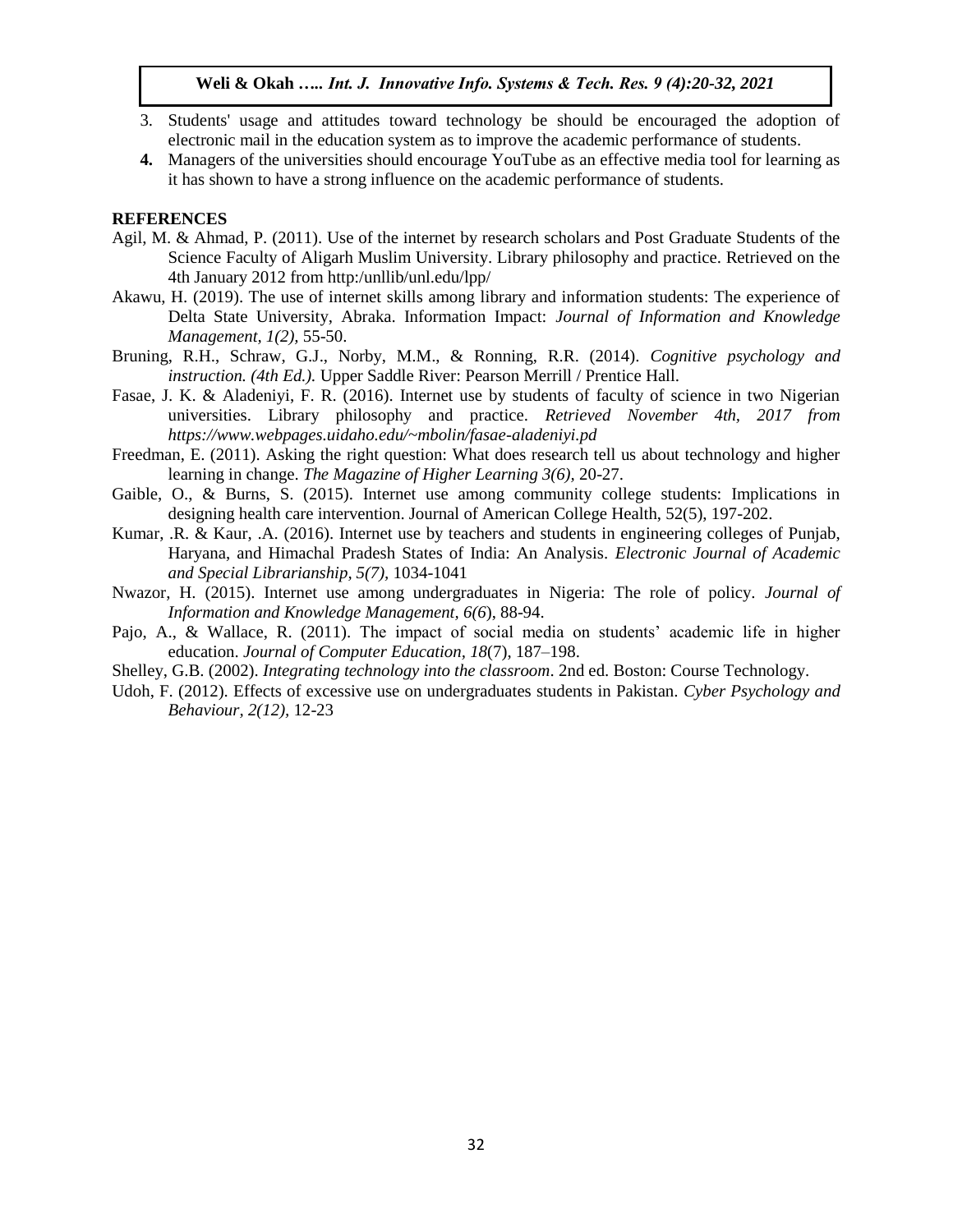3. Students' usage and attitudes toward technology be should be encouraged the adoption of electronic mail in the education system as to improve the academic performance of students.
4. Managers of the universities should encourage YouTube as an effective media tool for learning as it has shown to have a strong influence on the academic performance of students.

**REFERENCES**

Agil, M. & Ahmad, P. (2011). Use of the internet by research scholars and Post Graduate Students of the Science Faculty of Aligarh Muslim University. Library philosophy and practice. Retrieved on the 4th January 2012 from http:/unllib/unl.edu/lpp/

Akawu, H. (2019). The use of internet skills among library and information students: The experience of Delta State University, Abraka. Information Impact: *Journal of Information and Knowledge Management, 1(2),* 55-50.

Bruning, R.H., Schraw, G.J., Norby, M.M., & Ronning, R.R. (2014). *Cognitive psychology and instruction. (4th Ed.).* Upper Saddle River: Pearson Merrill / Prentice Hall.

Fasae, J. K. & Aladeniyi, F. R. (2016). Internet use by students of faculty of science in two Nigerian universities. Library philosophy and practice. *Retrieved November 4th, 2017 from https://www.webpages.uidaho.edu/~mbolin/fasae-aladeniyi.pd*

Freedman, E. (2011). Asking the right question: What does research tell us about technology and higher learning in change. *The Magazine of Higher Learning 3(6),* 20-27.

Gaible, O., & Burns, S. (2015). Internet use among community college students: Implications in designing health care intervention. Journal of American College Health, 52(5), 197-202.

Kumar, .R. & Kaur, .A. (2016). Internet use by teachers and students in engineering colleges of Punjab, Haryana, and Himachal Pradesh States of India: An Analysis. *Electronic Journal of Academic and Special Librarianship, 5(7),* 1034-1041

Nwazor, H. (2015). Internet use among undergraduates in Nigeria: The role of policy. *Journal of Information and Knowledge Management, 6(6*), 88-94.

Pajo, A., & Wallace, R. (2011). The impact of social media on students' academic life in higher education. *Journal of Computer Education, 18*(7), 187–198.

Shelley, G.B. (2002). *Integrating technology into the classroom*. 2nd ed. Boston: Course Technology.

Udoh, F. (2012). Effects of excessive use on undergraduates students in Pakistan. *Cyber Psychology and Behaviour, 2(12),* 12-23